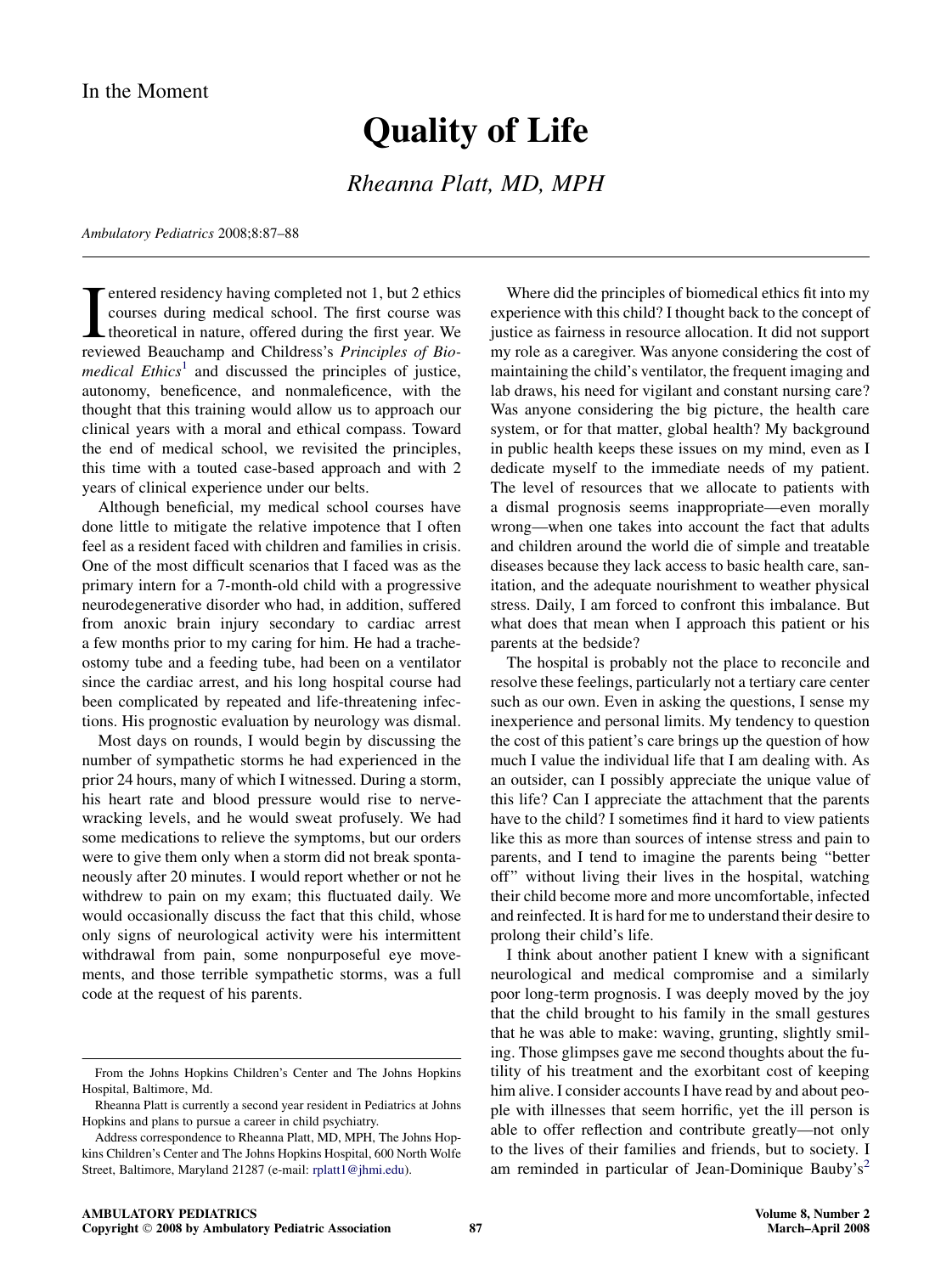In the Moment

# Quality of Life

*Rheanna Platt, MD, MPH*

*Ambulatory Pediatrics* 2008;8:87–88

I entered residency having completed not 1, but 2 ethics courses during medical school. The first course was theoretical in nature, offered during the first year. We reviewed Beauchamp and Childress's *Principles of Biomedical Ethics*[1] and discussed the principles of justice, autonomy, beneficence, and nonmaleficence, with the thought that this training would allow us to approach our clinical years with a moral and ethical compass. Toward the end of medical school, we revisited the principles, this time with a touted case-based approach and with 2 years of clinical experience under our belts.

Although beneficial, my medical school courses have done little to mitigate the relative impotence that I often feel as a resident faced with children and families in crisis. One of the most difficult scenarios that I faced was as the primary intern for a 7-month-old child with a progressive neurodegenerative disorder who had, in addition, suffered from anoxic brain injury secondary to cardiac arrest a few months prior to my caring for him. He had a tracheostomy tube and a feeding tube, had been on a ventilator since the cardiac arrest, and his long hospital course had been complicated by repeated and life-threatening infections. His prognostic evaluation by neurology was dismal.

Most days on rounds, I would begin by discussing the number of sympathetic storms he had experienced in the prior 24 hours, many of which I witnessed. During a storm, his heart rate and blood pressure would rise to nerve-wracking levels, and he would sweat profusely. We had some medications to relieve the symptoms, but our orders were to give them only when a storm did not break spontaneously after 20 minutes. I would report whether or not he withdrew to pain on my exam; this fluctuated daily. We would occasionally discuss the fact that this child, whose only signs of neurological activity were his intermittent withdrawal from pain, some nonpurposeful eye movements, and those terrible sympathetic storms, was a full code at the request of his parents.

Where did the principles of biomedical ethics fit into my experience with this child? I thought back to the concept of justice as fairness in resource allocation. It did not support my role as a caregiver. Was anyone considering the cost of maintaining the child's ventilator, the frequent imaging and lab draws, his need for vigilant and constant nursing care? Was anyone considering the big picture, the health care system, or for that matter, global health? My background in public health keeps these issues on my mind, even as I dedicate myself to the immediate needs of my patient. The level of resources that we allocate to patients with a dismal prognosis seems inappropriate—even morally wrong—when one takes into account the fact that adults and children around the world die of simple and treatable diseases because they lack access to basic health care, sanitation, and the adequate nourishment to weather physical stress. Daily, I am forced to confront this imbalance. But what does that mean when I approach this patient or his parents at the bedside?

The hospital is probably not the place to reconcile and resolve these feelings, particularly not a tertiary care center such as our own. Even in asking the questions, I sense my inexperience and personal limits. My tendency to question the cost of this patient's care brings up the question of how much I value the individual life that I am dealing with. As an outsider, can I possibly appreciate the unique value of this life? Can I appreciate the attachment that the parents have to the child? I sometimes find it hard to view patients like this as more than sources of intense stress and pain to parents, and I tend to imagine the parents being "better off" without living their lives in the hospital, watching their child become more and more uncomfortable, infected and reinfected. It is hard for me to understand their desire to prolong their child's life.

I think about another patient I knew with a significant neurological and medical compromise and a similarly poor long-term prognosis. I was deeply moved by the joy that the child brought to his family in the small gestures that he was able to make: waving, grunting, slightly smiling. Those glimpses gave me second thoughts about the futility of his treatment and the exorbitant cost of keeping him alive. I consider accounts I have read by and about people with illnesses that seem horrific, yet the ill person is able to offer reflection and contribute greatly—not only to the lives of their families and friends, but to society. I am reminded in particular of Jean-Dominique Bauby's[2]

---

From the Johns Hopkins Children's Center and The Johns Hopkins Hospital, Baltimore, Md.

Rheanna Platt is currently a second year resident in Pediatrics at Johns Hopkins and plans to pursue a career in child psychiatry.

Address correspondence to Rheanna Platt, MD, MPH, The Johns Hopkins Children's Center and The Johns Hopkins Hospital, 600 North Wolfe Street, Baltimore, Maryland 21287 (e-mail: rplatt1@jhmi.edu).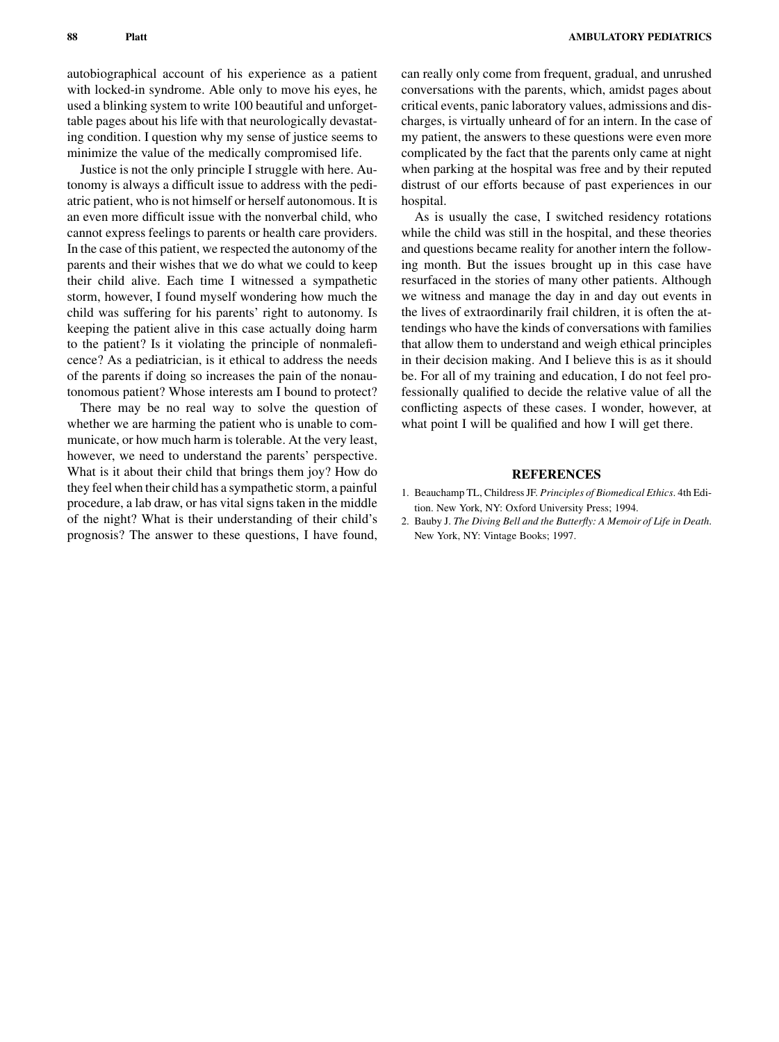autobiographical account of his experience as a patient with locked-in syndrome. Able only to move his eyes, he used a blinking system to write 100 beautiful and unforgettable pages about his life with that neurologically devastating condition. I question why my sense of justice seems to minimize the value of the medically compromised life.

Justice is not the only principle I struggle with here. Autonomy is always a difficult issue to address with the pediatric patient, who is not himself or herself autonomous. It is an even more difficult issue with the nonverbal child, who cannot express feelings to parents or health care providers. In the case of this patient, we respected the autonomy of the parents and their wishes that we do what we could to keep their child alive. Each time I witnessed a sympathetic storm, however, I found myself wondering how much the child was suffering for his parents' right to autonomy. Is keeping the patient alive in this case actually doing harm to the patient? Is it violating the principle of nonmaleficence? As a pediatrician, is it ethical to address the needs of the parents if doing so increases the pain of the nonautonomous patient? Whose interests am I bound to protect?

There may be no real way to solve the question of whether we are harming the patient who is unable to communicate, or how much harm is tolerable. At the very least, however, we need to understand the parents' perspective. What is it about their child that brings them joy? How do they feel when their child has a sympathetic storm, a painful procedure, a lab draw, or has vital signs taken in the middle of the night? What is their understanding of their child's prognosis? The answer to these questions, I have found, can really only come from frequent, gradual, and unrushed conversations with the parents, which, amidst pages about critical events, panic laboratory values, admissions and discharges, is virtually unheard of for an intern. In the case of my patient, the answers to these questions were even more complicated by the fact that the parents only came at night when parking at the hospital was free and by their reputed distrust of our efforts because of past experiences in our hospital.

As is usually the case, I switched residency rotations while the child was still in the hospital, and these theories and questions became reality for another intern the following month. But the issues brought up in this case have resurfaced in the stories of many other patients. Although we witness and manage the day in and day out events in the lives of extraordinarily frail children, it is often the attendings who have the kinds of conversations with families that allow them to understand and weigh ethical principles in their decision making. And I believe this is as it should be. For all of my training and education, I do not feel professionally qualified to decide the relative value of all the conflicting aspects of these cases. I wonder, however, at what point I will be qualified and how I will get there.

## REFERENCES

1. Beauchamp TL, Childress JF. *Principles of Biomedical Ethics*. 4th Edition. New York, NY: Oxford University Press; 1994.
2. Bauby J. *The Diving Bell and the Butterfly: A Memoir of Life in Death*. New York, NY: Vintage Books; 1997.